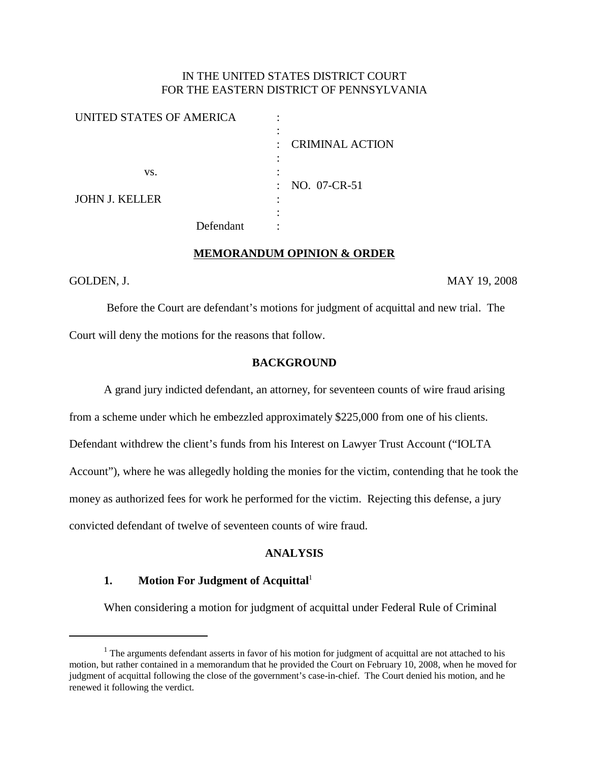IN THE UNITED STATES DISTRICT COURT
FOR THE EASTERN DISTRICT OF PENNSYLVANIA

| | | |
|---|---|---|
| UNITED STATES OF AMERICA | : | |
| | : | CRIMINAL ACTION |
| vs. | : | |
| | : | NO. 07-CR-51 |
| JOHN J. KELLER | : | |
| Defendant | : | |

**MEMORANDUM OPINION & ORDER**

GOLDEN, J. MAY 19, 2008

Before the Court are defendant's motions for judgment of acquittal and new trial. The Court will deny the motions for the reasons that follow.

**BACKGROUND**

A grand jury indicted defendant, an attorney, for seventeen counts of wire fraud arising from a scheme under which he embezzled approximately $225,000 from one of his clients. Defendant withdrew the client's funds from his Interest on Lawyer Trust Account ("IOLTA Account"), where he was allegedly holding the monies for the victim, contending that he took the money as authorized fees for work he performed for the victim. Rejecting this defense, a jury convicted defendant of twelve of seventeen counts of wire fraud.

**ANALYSIS**

**1. Motion For Judgment of Acquittal**[1]

When considering a motion for judgment of acquittal under Federal Rule of Criminal

---

[1] The arguments defendant asserts in favor of his motion for judgment of acquittal are not attached to his motion, but rather contained in a memorandum that he provided the Court on February 10, 2008, when he moved for judgment of acquittal following the close of the government's case-in-chief. The Court denied his motion, and he renewed it following the verdict.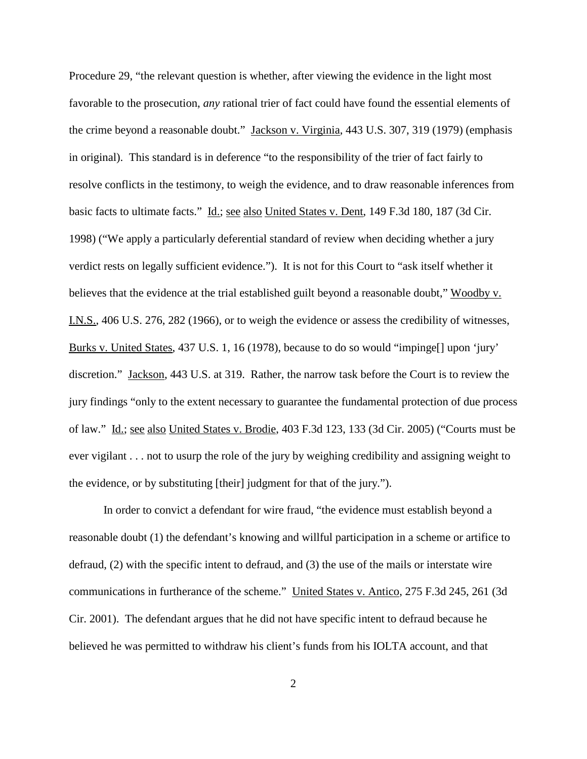Procedure 29, "the relevant question is whether, after viewing the evidence in the light most favorable to the prosecution, *any* rational trier of fact could have found the essential elements of the crime beyond a reasonable doubt." Jackson v. Virginia, 443 U.S. 307, 319 (1979) (emphasis in original). This standard is in deference "to the responsibility of the trier of fact fairly to resolve conflicts in the testimony, to weigh the evidence, and to draw reasonable inferences from basic facts to ultimate facts." Id.; see also United States v. Dent, 149 F.3d 180, 187 (3d Cir. 1998) ("We apply a particularly deferential standard of review when deciding whether a jury verdict rests on legally sufficient evidence."). It is not for this Court to "ask itself whether it believes that the evidence at the trial established guilt beyond a reasonable doubt," Woodby v. I.N.S., 406 U.S. 276, 282 (1966), or to weigh the evidence or assess the credibility of witnesses, Burks v. United States, 437 U.S. 1, 16 (1978), because to do so would "impinge[] upon 'jury' discretion." Jackson, 443 U.S. at 319. Rather, the narrow task before the Court is to review the jury findings "only to the extent necessary to guarantee the fundamental protection of due process of law." Id.; see also United States v. Brodie, 403 F.3d 123, 133 (3d Cir. 2005) ("Courts must be ever vigilant . . . not to usurp the role of the jury by weighing credibility and assigning weight to the evidence, or by substituting [their] judgment for that of the jury.").

In order to convict a defendant for wire fraud, "the evidence must establish beyond a reasonable doubt (1) the defendant's knowing and willful participation in a scheme or artifice to defraud, (2) with the specific intent to defraud, and (3) the use of the mails or interstate wire communications in furtherance of the scheme." United States v. Antico, 275 F.3d 245, 261 (3d Cir. 2001). The defendant argues that he did not have specific intent to defraud because he believed he was permitted to withdraw his client's funds from his IOLTA account, and that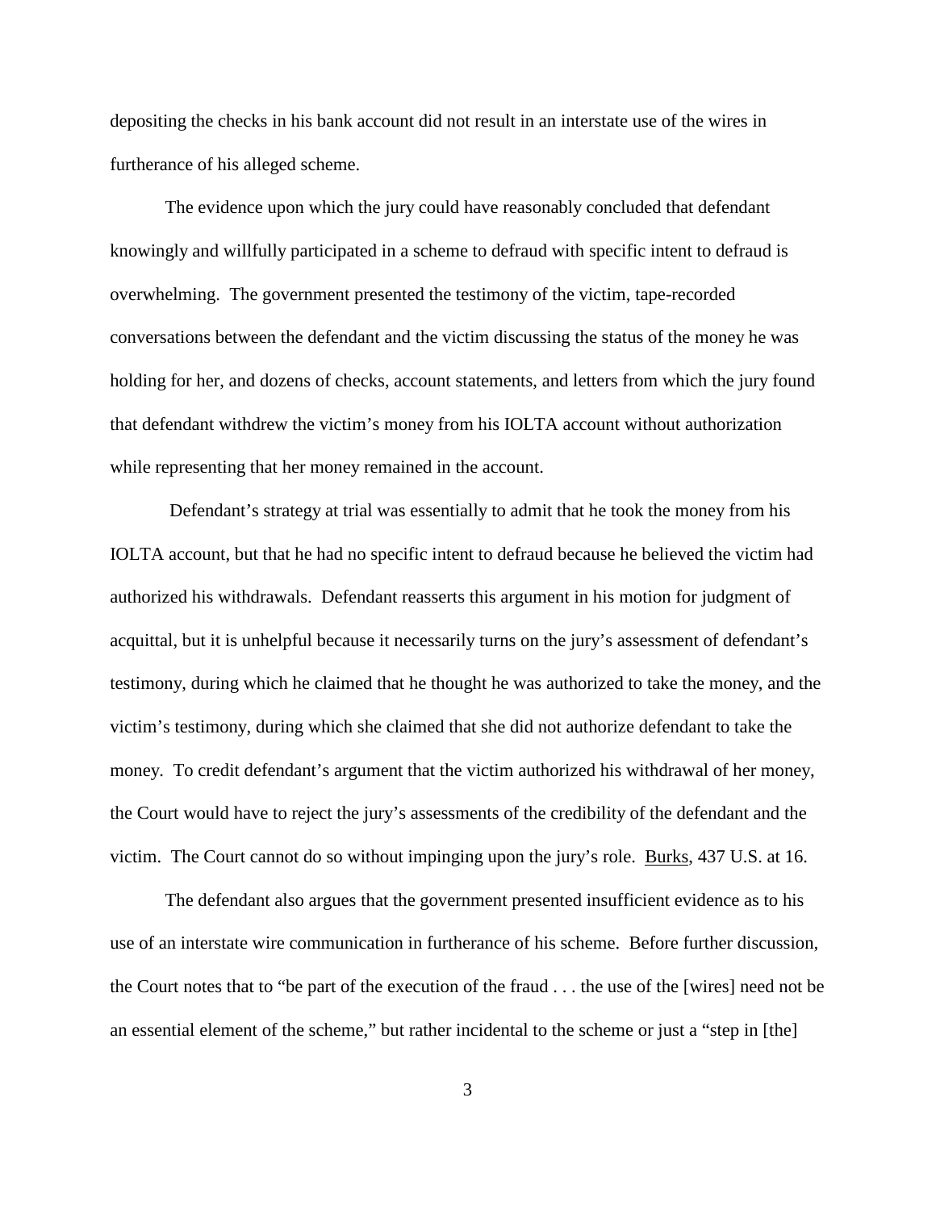depositing the checks in his bank account did not result in an interstate use of the wires in furtherance of his alleged scheme.

The evidence upon which the jury could have reasonably concluded that defendant knowingly and willfully participated in a scheme to defraud with specific intent to defraud is overwhelming. The government presented the testimony of the victim, tape-recorded conversations between the defendant and the victim discussing the status of the money he was holding for her, and dozens of checks, account statements, and letters from which the jury found that defendant withdrew the victim's money from his IOLTA account without authorization while representing that her money remained in the account.

Defendant's strategy at trial was essentially to admit that he took the money from his IOLTA account, but that he had no specific intent to defraud because he believed the victim had authorized his withdrawals. Defendant reasserts this argument in his motion for judgment of acquittal, but it is unhelpful because it necessarily turns on the jury's assessment of defendant's testimony, during which he claimed that he thought he was authorized to take the money, and the victim's testimony, during which she claimed that she did not authorize defendant to take the money. To credit defendant's argument that the victim authorized his withdrawal of her money, the Court would have to reject the jury's assessments of the credibility of the defendant and the victim. The Court cannot do so without impinging upon the jury's role. Burks, 437 U.S. at 16.

The defendant also argues that the government presented insufficient evidence as to his use of an interstate wire communication in furtherance of his scheme. Before further discussion, the Court notes that to "be part of the execution of the fraud . . . the use of the [wires] need not be an essential element of the scheme," but rather incidental to the scheme or just a "step in [the]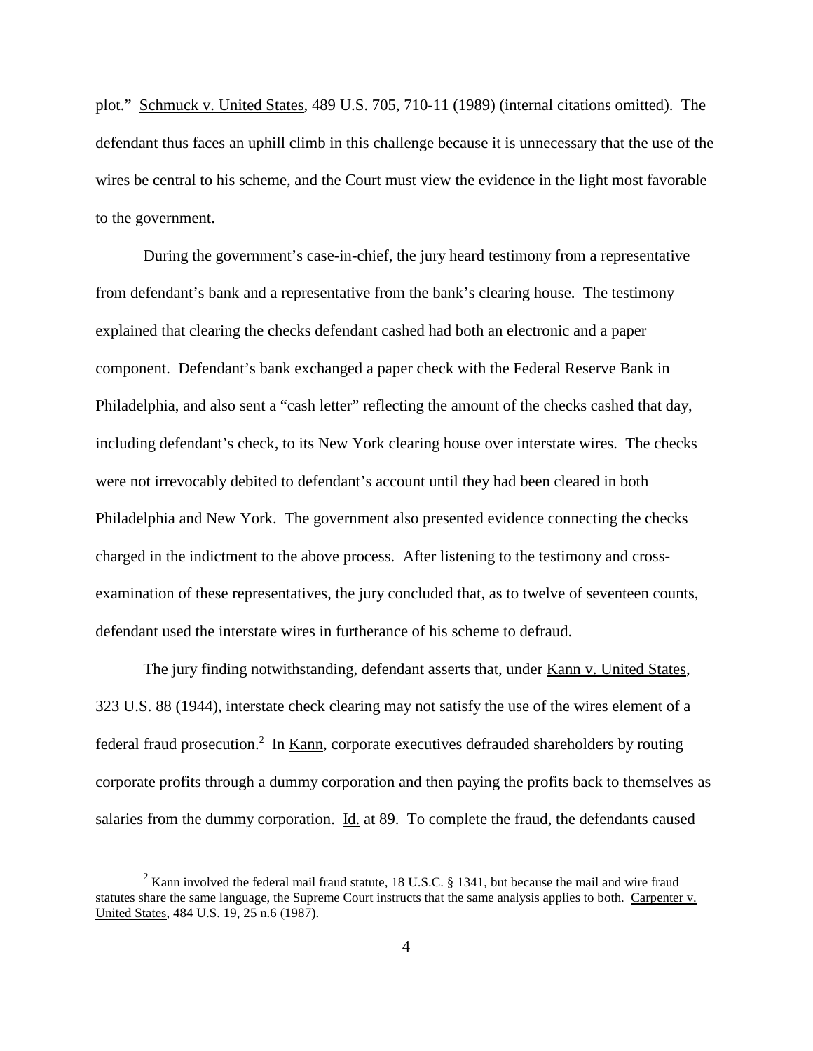plot." Schmuck v. United States, 489 U.S. 705, 710-11 (1989) (internal citations omitted). The defendant thus faces an uphill climb in this challenge because it is unnecessary that the use of the wires be central to his scheme, and the Court must view the evidence in the light most favorable to the government.

During the government's case-in-chief, the jury heard testimony from a representative from defendant's bank and a representative from the bank's clearing house. The testimony explained that clearing the checks defendant cashed had both an electronic and a paper component. Defendant's bank exchanged a paper check with the Federal Reserve Bank in Philadelphia, and also sent a "cash letter" reflecting the amount of the checks cashed that day, including defendant's check, to its New York clearing house over interstate wires. The checks were not irrevocably debited to defendant's account until they had been cleared in both Philadelphia and New York. The government also presented evidence connecting the checks charged in the indictment to the above process. After listening to the testimony and cross-examination of these representatives, the jury concluded that, as to twelve of seventeen counts, defendant used the interstate wires in furtherance of his scheme to defraud.

The jury finding notwithstanding, defendant asserts that, under Kann v. United States, 323 U.S. 88 (1944), interstate check clearing may not satisfy the use of the wires element of a federal fraud prosecution.[2] In Kann, corporate executives defrauded shareholders by routing corporate profits through a dummy corporation and then paying the profits back to themselves as salaries from the dummy corporation. Id. at 89. To complete the fraud, the defendants caused

---

[2] Kann involved the federal mail fraud statute, 18 U.S.C. § 1341, but because the mail and wire fraud statutes share the same language, the Supreme Court instructs that the same analysis applies to both. Carpenter v. United States, 484 U.S. 19, 25 n.6 (1987).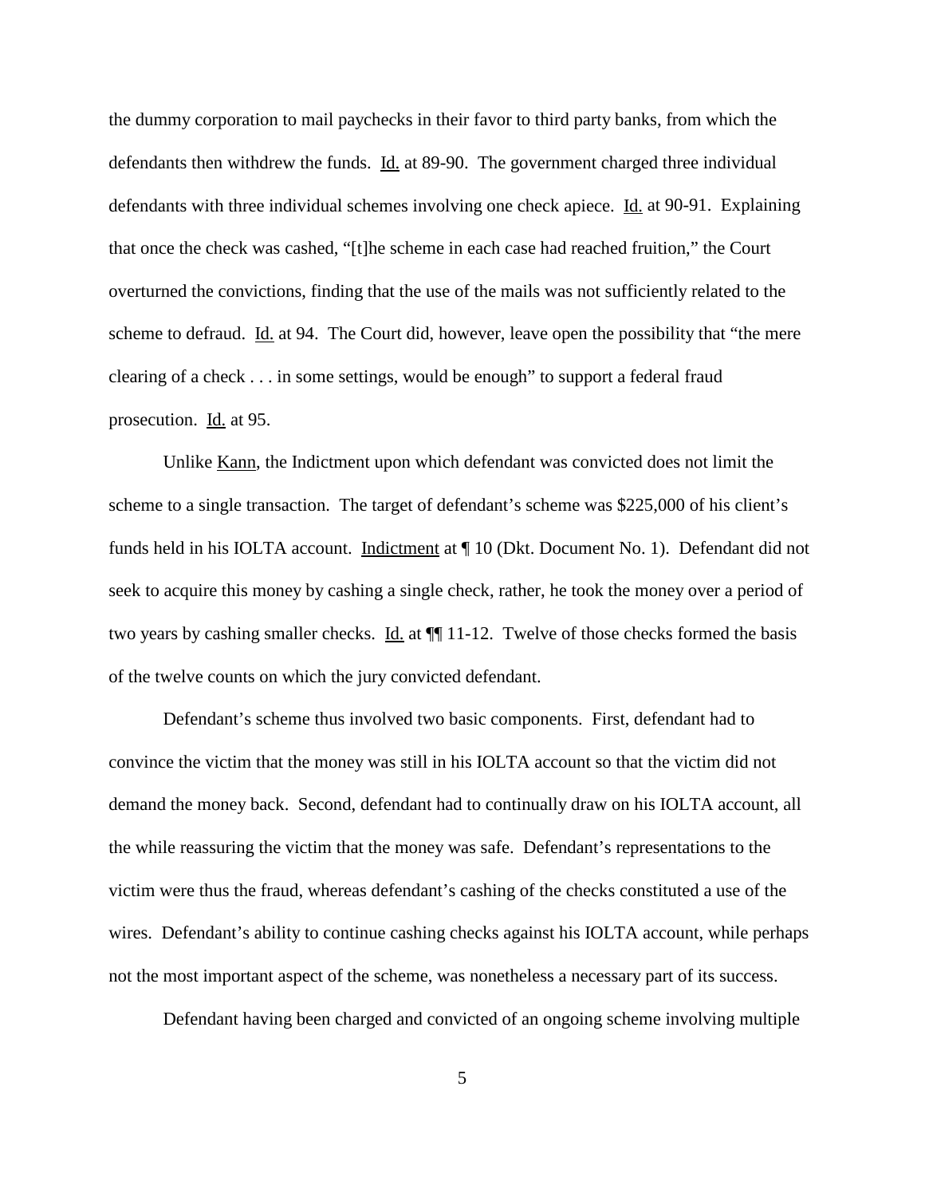the dummy corporation to mail paychecks in their favor to third party banks, from which the defendants then withdrew the funds. Id. at 89-90. The government charged three individual defendants with three individual schemes involving one check apiece. Id. at 90-91. Explaining that once the check was cashed, "[t]he scheme in each case had reached fruition," the Court overturned the convictions, finding that the use of the mails was not sufficiently related to the scheme to defraud. Id. at 94. The Court did, however, leave open the possibility that "the mere clearing of a check . . . in some settings, would be enough" to support a federal fraud prosecution. Id. at 95.

Unlike Kann, the Indictment upon which defendant was convicted does not limit the scheme to a single transaction. The target of defendant's scheme was $225,000 of his client's funds held in his IOLTA account. Indictment at ¶ 10 (Dkt. Document No. 1). Defendant did not seek to acquire this money by cashing a single check, rather, he took the money over a period of two years by cashing smaller checks. Id. at ¶¶ 11-12. Twelve of those checks formed the basis of the twelve counts on which the jury convicted defendant.

Defendant's scheme thus involved two basic components. First, defendant had to convince the victim that the money was still in his IOLTA account so that the victim did not demand the money back. Second, defendant had to continually draw on his IOLTA account, all the while reassuring the victim that the money was safe. Defendant's representations to the victim were thus the fraud, whereas defendant's cashing of the checks constituted a use of the wires. Defendant's ability to continue cashing checks against his IOLTA account, while perhaps not the most important aspect of the scheme, was nonetheless a necessary part of its success.

Defendant having been charged and convicted of an ongoing scheme involving multiple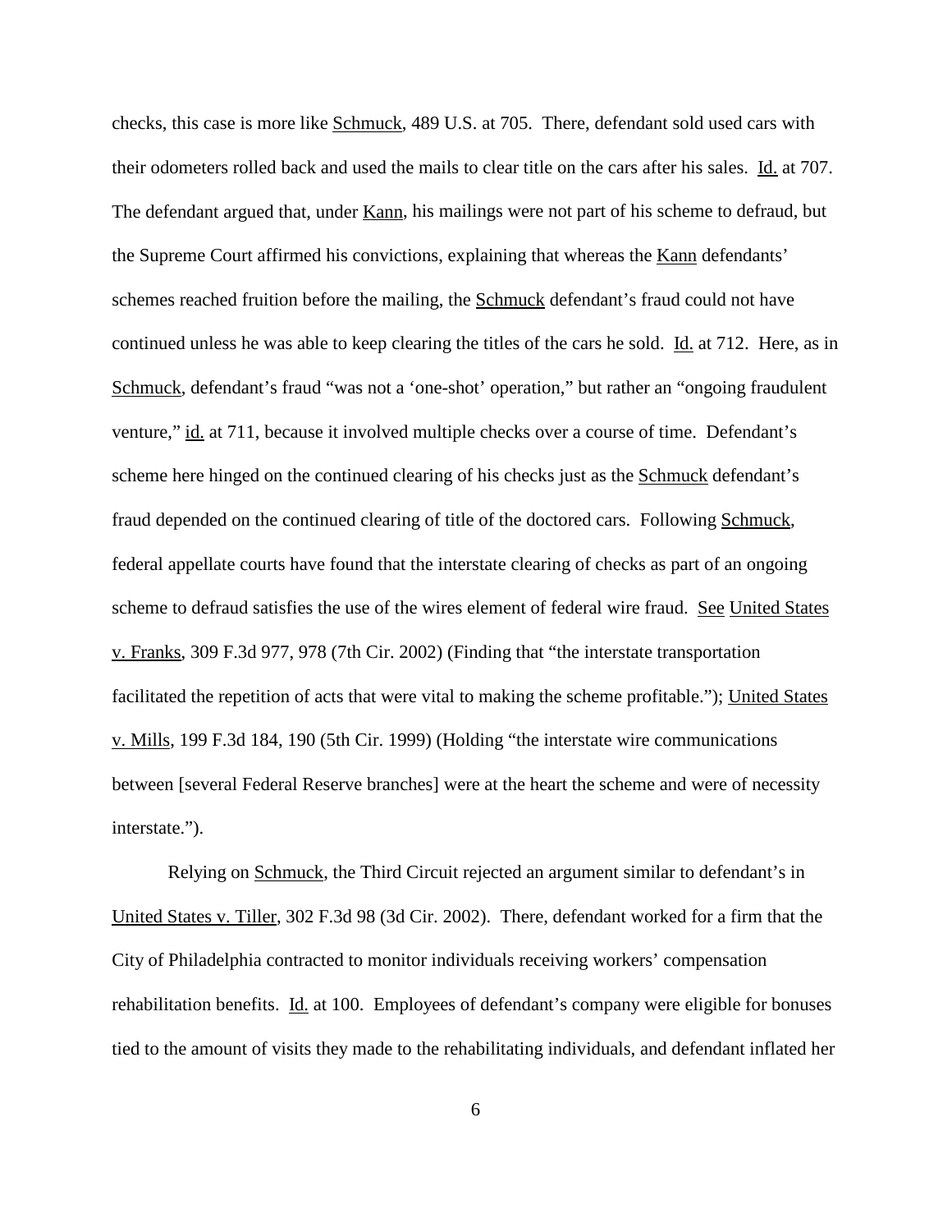checks, this case is more like Schmuck, 489 U.S. at 705. There, defendant sold used cars with their odometers rolled back and used the mails to clear title on the cars after his sales. Id. at 707. The defendant argued that, under Kann, his mailings were not part of his scheme to defraud, but the Supreme Court affirmed his convictions, explaining that whereas the Kann defendants' schemes reached fruition before the mailing, the Schmuck defendant's fraud could not have continued unless he was able to keep clearing the titles of the cars he sold. Id. at 712. Here, as in Schmuck, defendant's fraud "was not a 'one-shot' operation," but rather an "ongoing fraudulent venture," id. at 711, because it involved multiple checks over a course of time. Defendant's scheme here hinged on the continued clearing of his checks just as the Schmuck defendant's fraud depended on the continued clearing of title of the doctored cars. Following Schmuck, federal appellate courts have found that the interstate clearing of checks as part of an ongoing scheme to defraud satisfies the use of the wires element of federal wire fraud. See United States v. Franks, 309 F.3d 977, 978 (7th Cir. 2002) (Finding that "the interstate transportation facilitated the repetition of acts that were vital to making the scheme profitable."); United States v. Mills, 199 F.3d 184, 190 (5th Cir. 1999) (Holding "the interstate wire communications between [several Federal Reserve branches] were at the heart the scheme and were of necessity interstate.").

Relying on Schmuck, the Third Circuit rejected an argument similar to defendant's in United States v. Tiller, 302 F.3d 98 (3d Cir. 2002). There, defendant worked for a firm that the City of Philadelphia contracted to monitor individuals receiving workers' compensation rehabilitation benefits. Id. at 100. Employees of defendant's company were eligible for bonuses tied to the amount of visits they made to the rehabilitating individuals, and defendant inflated her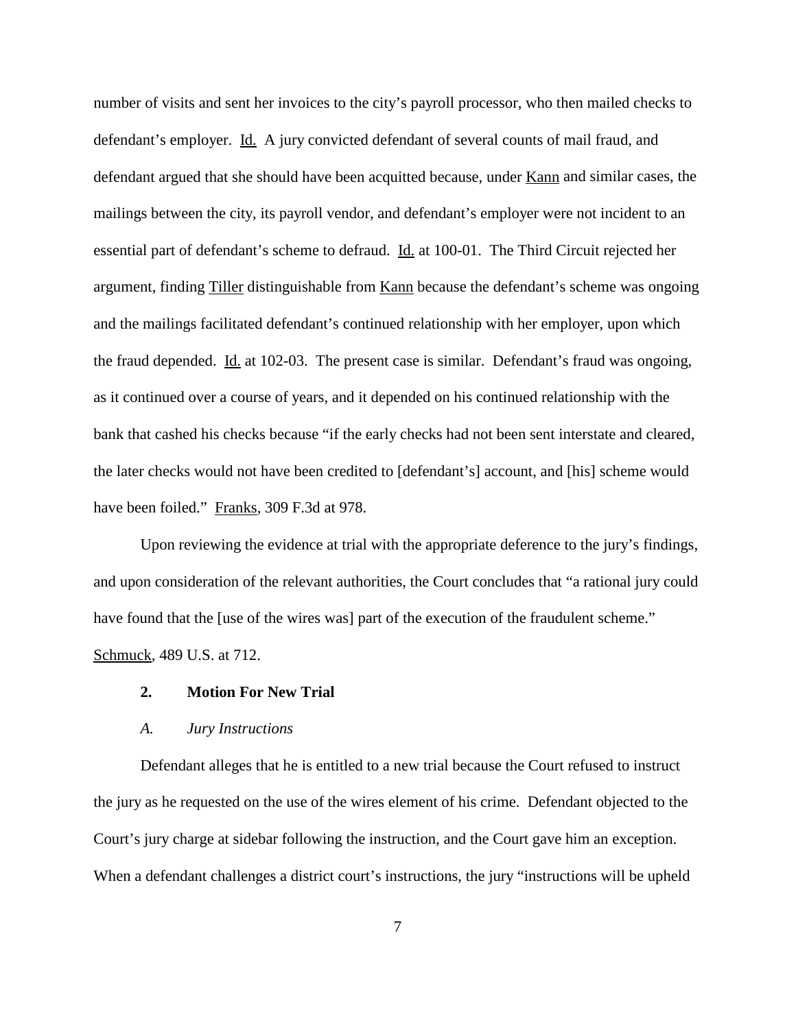number of visits and sent her invoices to the city's payroll processor, who then mailed checks to defendant's employer. Id. A jury convicted defendant of several counts of mail fraud, and defendant argued that she should have been acquitted because, under Kann and similar cases, the mailings between the city, its payroll vendor, and defendant's employer were not incident to an essential part of defendant's scheme to defraud. Id. at 100-01. The Third Circuit rejected her argument, finding Tiller distinguishable from Kann because the defendant's scheme was ongoing and the mailings facilitated defendant's continued relationship with her employer, upon which the fraud depended. Id. at 102-03. The present case is similar. Defendant's fraud was ongoing, as it continued over a course of years, and it depended on his continued relationship with the bank that cashed his checks because "if the early checks had not been sent interstate and cleared, the later checks would not have been credited to [defendant's] account, and [his] scheme would have been foiled." Franks, 309 F.3d at 978.

Upon reviewing the evidence at trial with the appropriate deference to the jury's findings, and upon consideration of the relevant authorities, the Court concludes that "a rational jury could have found that the [use of the wires was] part of the execution of the fraudulent scheme." Schmuck, 489 U.S. at 712.

**2. Motion For New Trial**

*A. Jury Instructions*

Defendant alleges that he is entitled to a new trial because the Court refused to instruct the jury as he requested on the use of the wires element of his crime. Defendant objected to the Court's jury charge at sidebar following the instruction, and the Court gave him an exception. When a defendant challenges a district court's instructions, the jury "instructions will be upheld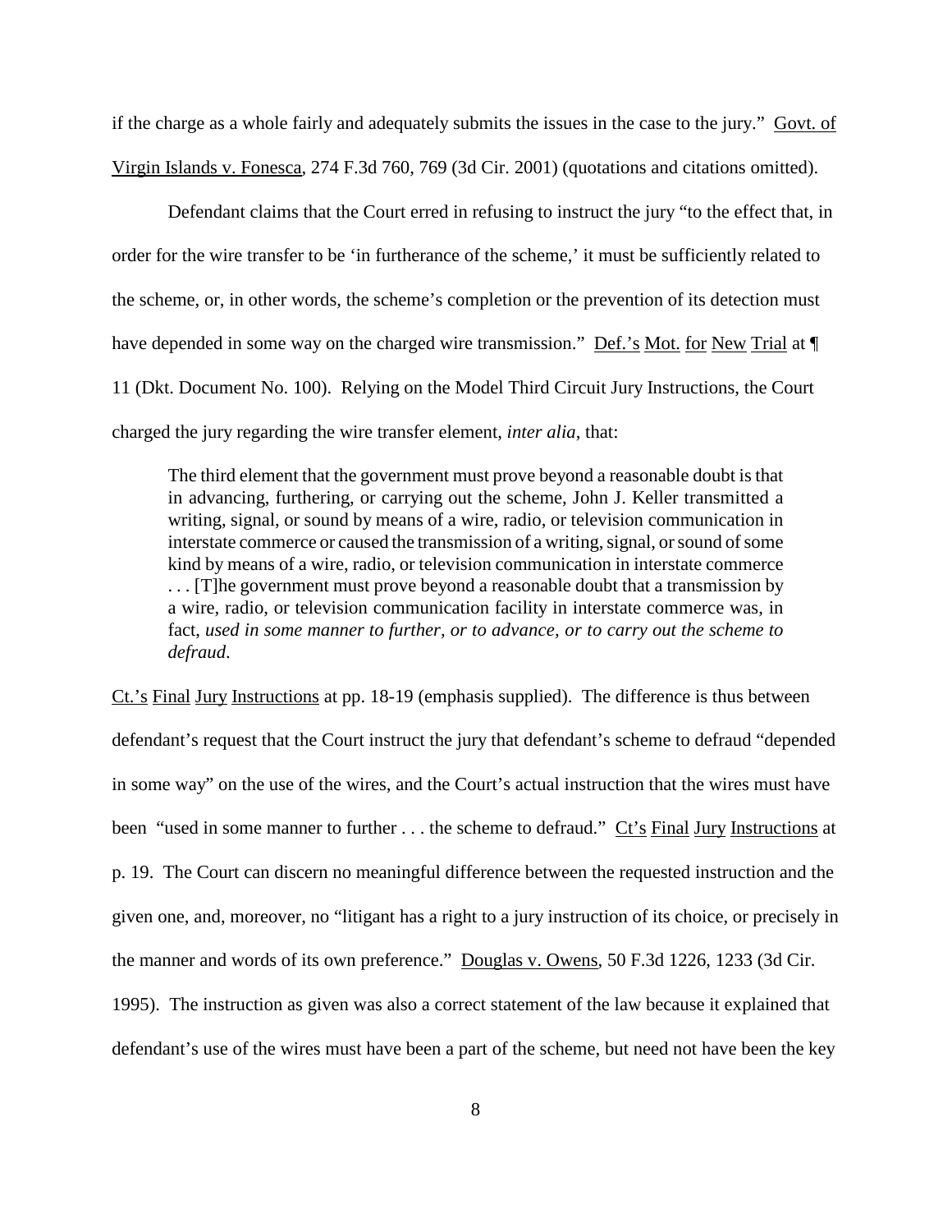if the charge as a whole fairly and adequately submits the issues in the case to the jury." Govt. of Virgin Islands v. Fonesca, 274 F.3d 760, 769 (3d Cir. 2001) (quotations and citations omitted).

Defendant claims that the Court erred in refusing to instruct the jury "to the effect that, in order for the wire transfer to be 'in furtherance of the scheme,' it must be sufficiently related to the scheme, or, in other words, the scheme's completion or the prevention of its detection must have depended in some way on the charged wire transmission." Def.'s Mot. for New Trial at ¶ 11 (Dkt. Document No. 100). Relying on the Model Third Circuit Jury Instructions, the Court charged the jury regarding the wire transfer element, *inter alia*, that:

> The third element that the government must prove beyond a reasonable doubt is that in advancing, furthering, or carrying out the scheme, John J. Keller transmitted a writing, signal, or sound by means of a wire, radio, or television communication in interstate commerce or caused the transmission of a writing, signal, or sound of some kind by means of a wire, radio, or television communication in interstate commerce . . . [T]he government must prove beyond a reasonable doubt that a transmission by a wire, radio, or television communication facility in interstate commerce was, in fact, *used in some manner to further, or to advance, or to carry out the scheme to defraud*.

Ct.'s Final Jury Instructions at pp. 18-19 (emphasis supplied). The difference is thus between defendant's request that the Court instruct the jury that defendant's scheme to defraud "depended in some way" on the use of the wires, and the Court's actual instruction that the wires must have been "used in some manner to further . . . the scheme to defraud." Ct's Final Jury Instructions at p. 19. The Court can discern no meaningful difference between the requested instruction and the given one, and, moreover, no "litigant has a right to a jury instruction of its choice, or precisely in the manner and words of its own preference." Douglas v. Owens, 50 F.3d 1226, 1233 (3d Cir. 1995). The instruction as given was also a correct statement of the law because it explained that defendant's use of the wires must have been a part of the scheme, but need not have been the key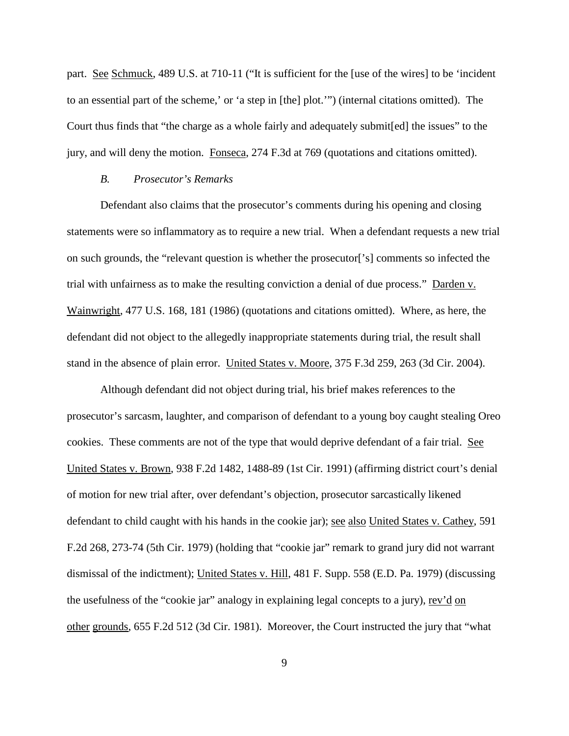part. See Schmuck, 489 U.S. at 710-11 ("It is sufficient for the [use of the wires] to be 'incident to an essential part of the scheme,' or 'a step in [the] plot.'") (internal citations omitted). The Court thus finds that "the charge as a whole fairly and adequately submit[ed] the issues" to the jury, and will deny the motion. Fonseca, 274 F.3d at 769 (quotations and citations omitted).

### *B. Prosecutor's Remarks*

Defendant also claims that the prosecutor's comments during his opening and closing statements were so inflammatory as to require a new trial. When a defendant requests a new trial on such grounds, the "relevant question is whether the prosecutor['s] comments so infected the trial with unfairness as to make the resulting conviction a denial of due process." Darden v. Wainwright, 477 U.S. 168, 181 (1986) (quotations and citations omitted). Where, as here, the defendant did not object to the allegedly inappropriate statements during trial, the result shall stand in the absence of plain error. United States v. Moore, 375 F.3d 259, 263 (3d Cir. 2004).

Although defendant did not object during trial, his brief makes references to the prosecutor's sarcasm, laughter, and comparison of defendant to a young boy caught stealing Oreo cookies. These comments are not of the type that would deprive defendant of a fair trial. See United States v. Brown, 938 F.2d 1482, 1488-89 (1st Cir. 1991) (affirming district court's denial of motion for new trial after, over defendant's objection, prosecutor sarcastically likened defendant to child caught with his hands in the cookie jar); see also United States v. Cathey, 591 F.2d 268, 273-74 (5th Cir. 1979) (holding that "cookie jar" remark to grand jury did not warrant dismissal of the indictment); United States v. Hill, 481 F. Supp. 558 (E.D. Pa. 1979) (discussing the usefulness of the "cookie jar" analogy in explaining legal concepts to a jury), rev'd on other grounds, 655 F.2d 512 (3d Cir. 1981). Moreover, the Court instructed the jury that "what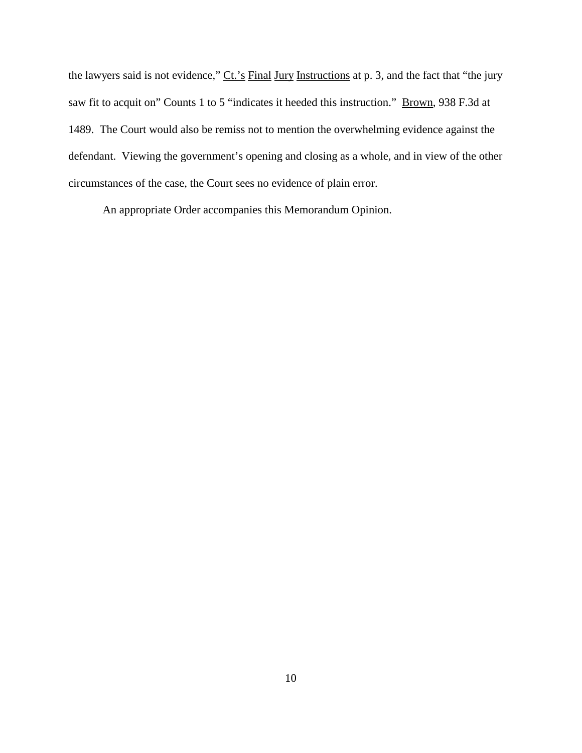the lawyers said is not evidence," Ct.'s Final Jury Instructions at p. 3, and the fact that "the jury saw fit to acquit on" Counts 1 to 5 "indicates it heeded this instruction." Brown, 938 F.3d at 1489. The Court would also be remiss not to mention the overwhelming evidence against the defendant. Viewing the government's opening and closing as a whole, and in view of the other circumstances of the case, the Court sees no evidence of plain error.

An appropriate Order accompanies this Memorandum Opinion.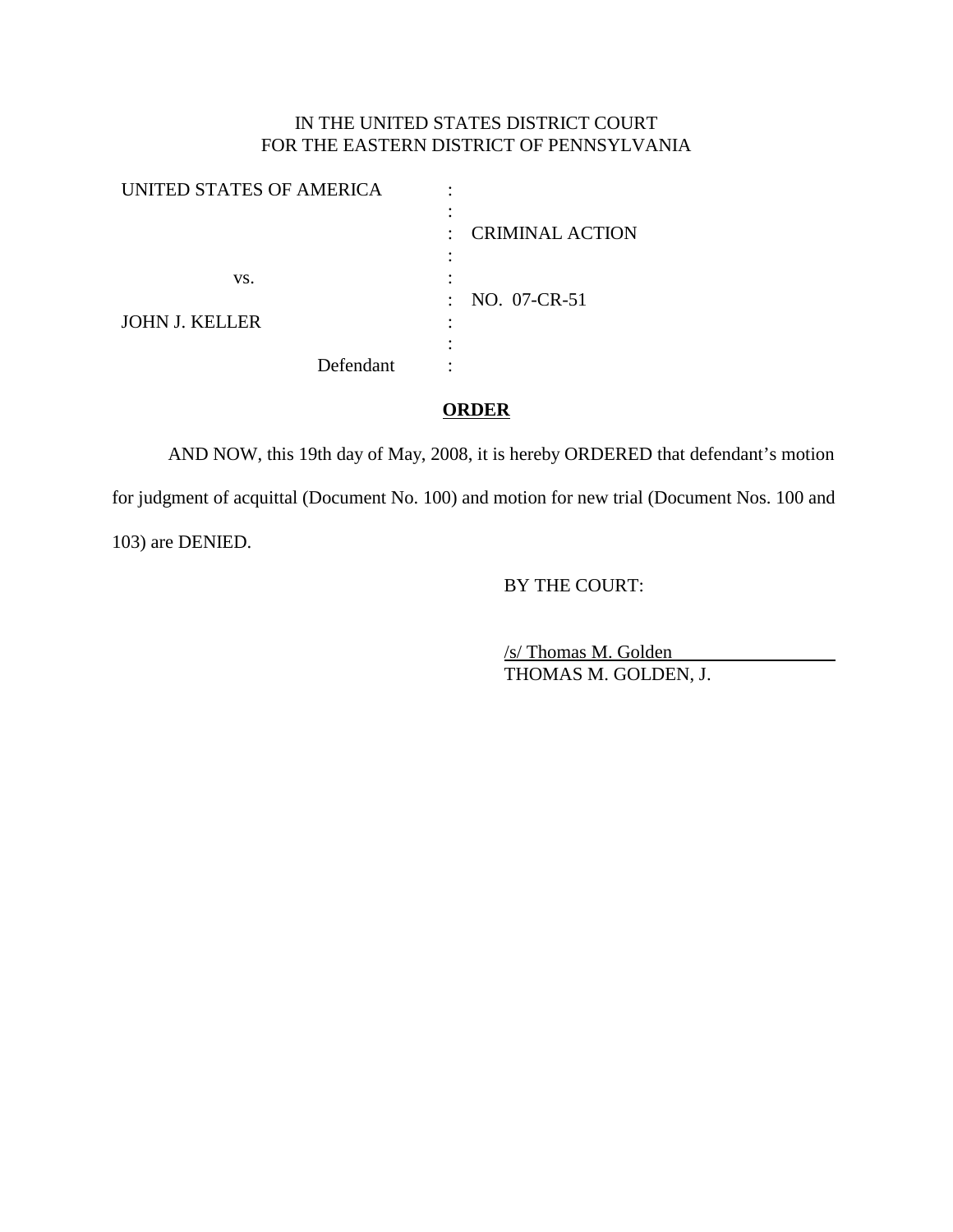IN THE UNITED STATES DISTRICT COURT
FOR THE EASTERN DISTRICT OF PENNSYLVANIA

| | | |
|---|---|---|
| UNITED STATES OF AMERICA | : | |
| | : | |
| | : | CRIMINAL ACTION |
| | : | |
| vs. | : | |
| | : | NO. 07-CR-51 |
| JOHN J. KELLER | : | |
| | : | |
| Defendant | : | |

**ORDER**

AND NOW, this 19th day of May, 2008, it is hereby ORDERED that defendant's motion for judgment of acquittal (Document No. 100) and motion for new trial (Document Nos. 100 and 103) are DENIED.

BY THE COURT:

/s/ Thomas M. Golden
THOMAS M. GOLDEN, J.